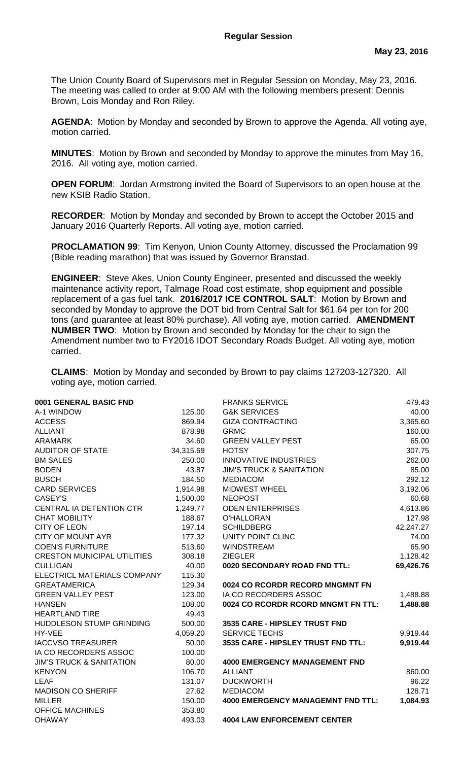**Regular Session**

**May 23, 2016**

The Union County Board of Supervisors met in Regular Session on Monday, May 23, 2016. The meeting was called to order at 9:00 AM with the following members present: Dennis Brown, Lois Monday and Ron Riley.

**AGENDA**: Motion by Monday and seconded by Brown to approve the Agenda. All voting aye, motion carried.

**MINUTES**: Motion by Brown and seconded by Monday to approve the minutes from May 16, 2016. All voting aye, motion carried.

**OPEN FORUM**: Jordan Armstrong invited the Board of Supervisors to an open house at the new KSIB Radio Station.

**RECORDER**: Motion by Monday and seconded by Brown to accept the October 2015 and January 2016 Quarterly Reports. All voting aye, motion carried.

**PROCLAMATION 99**: Tim Kenyon, Union County Attorney, discussed the Proclamation 99 (Bible reading marathon) that was issued by Governor Branstad.

**ENGINEER**: Steve Akes, Union County Engineer, presented and discussed the weekly maintenance activity report, Talmage Road cost estimate, shop equipment and possible replacement of a gas fuel tank. **2016/2017 ICE CONTROL SALT**: Motion by Brown and seconded by Monday to approve the DOT bid from Central Salt for $61.64 per ton for 200 tons (and guarantee at least 80% purchase). All voting aye, motion carried. **AMENDMENT NUMBER TWO**: Motion by Brown and seconded by Monday for the chair to sign the Amendment number two to FY2016 IDOT Secondary Roads Budget. All voting aye, motion carried.

**CLAIMS**: Motion by Monday and seconded by Brown to pay claims 127203-127320. All voting aye, motion carried.

| | |
|---|---|
| **0001 GENERAL BASIC FND** | |
| A-1 WINDOW | 125.00 |
| ACCESS | 869.94 |
| ALLIANT | 878.98 |
| ARAMARK | 34.60 |
| AUDITOR OF STATE | 34,315.69 |
| BM SALES | 250.00 |
| BODEN | 43.87 |
| BUSCH | 184.50 |
| CARD SERVICES | 1,914.98 |
| CASEY'S | 1,500.00 |
| CENTRAL IA DETENTION CTR | 1,249.77 |
| CHAT MOBILITY | 188.67 |
| CITY OF LEON | 197.14 |
| CITY OF MOUNT AYR | 177.32 |
| COEN'S FURNITURE | 513.60 |
| CRESTON MUNICIPAL UTILITIES | 308.18 |
| CULLIGAN | 40.00 |
| ELECTRICL MATERIALS COMPANY | 115.30 |
| GREATAMERICA | 129.34 |
| GREEN VALLEY PEST | 123.00 |
| HANSEN | 108.00 |
| HEARTLAND TIRE | 49.43 |
| HUDDLESON STUMP GRINDING | 500.00 |
| HY-VEE | 4,059.20 |
| IACCVSO TREASURER | 50.00 |
| IA CO RECORDERS ASSOC | 100.00 |
| JIM'S TRUCK & SANITATION | 80.00 |
| KENYON | 106.70 |
| LEAF | 131.07 |
| MADISON CO SHERIFF | 27.62 |
| MILLER | 150.00 |
| OFFICE MACHINES | 353.80 |
| OHAWAY | 493.03 |
| FRANKS SERVICE | 479.43 |
| G&K SERVICES | 40.00 |
| GIZA CONTRACTING | 3,365.60 |
| GRMC | 160.00 |
| GREEN VALLEY PEST | 65.00 |
| HOTSY | 307.75 |
| INNOVATIVE INDUSTRIES | 262.00 |
| JIM'S TRUCK & SANITATION | 85.00 |
| MEDIACOM | 292.12 |
| MIDWEST WHEEL | 3,192.06 |
| NEOPOST | 60.68 |
| ODEN ENTERPRISES | 4,613.86 |
| O'HALLORAN | 127.98 |
| SCHILDBERG | 42,247.27 |
| UNITY POINT CLINC | 74.00 |
| WINDSTREAM | 65.90 |
| ZIEGLER | 1,128.42 |
| **0020 SECONDARY ROAD FND TTL:** | **69,426.76** |
| | |
| **0024 CO RCORDR RECORD MNGMNT FN** | |
| IA CO RECORDERS ASSOC | 1,488.88 |
| **0024 CO RCORDR RCORD MNGMT FN TTL:** | **1,488.88** |
| | |
| **3535 CARE - HIPSLEY TRUST FND** | |
| SERVICE TECHS | 9,919.44 |
| **3535 CARE - HIPSLEY TRUST FND TTL:** | **9,919.44** |
| | |
| **4000 EMERGENCY MANAGEMENT FND** | |
| ALLIANT | 860.00 |
| DUCKWORTH | 96.22 |
| MEDIACOM | 128.71 |
| **4000 EMERGENCY MANAGEMNT FND TTL:** | **1,084.93** |
| | |
| **4004 LAW ENFORCEMENT CENTER** | |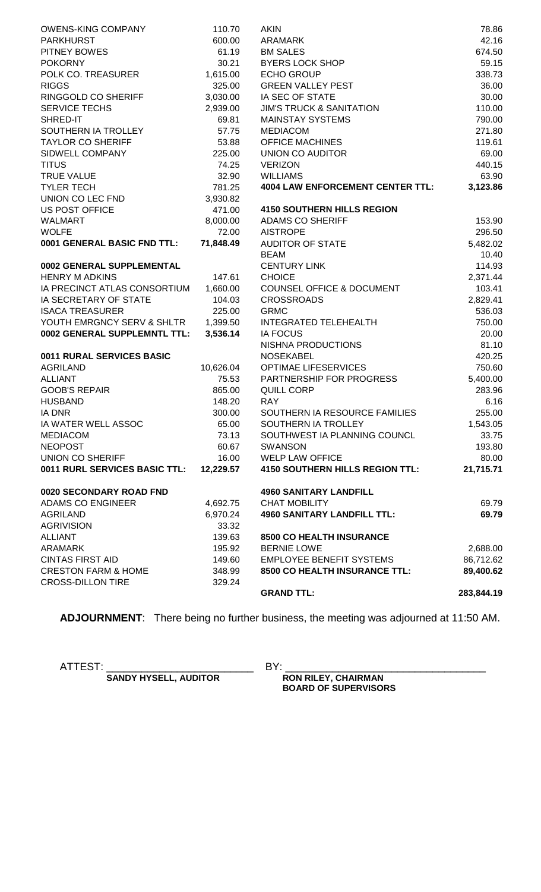| | |
|---|---|
| OWENS-KING COMPANY | 110.70 |
| PARKHURST | 600.00 |
| PITNEY BOWES | 61.19 |
| POKORNY | 30.21 |
| POLK CO. TREASURER | 1,615.00 |
| RIGGS | 325.00 |
| RINGGOLD CO SHERIFF | 3,030.00 |
| SERVICE TECHS | 2,939.00 |
| SHRED-IT | 69.81 |
| SOUTHERN IA TROLLEY | 57.75 |
| TAYLOR CO SHERIFF | 53.88 |
| SIDWELL COMPANY | 225.00 |
| TITUS | 74.25 |
| TRUE VALUE | 32.90 |
| TYLER TECH | 781.25 |
| UNION CO LEC FND | 3,930.82 |
| US POST OFFICE | 471.00 |
| WALMART | 8,000.00 |
| WOLFE | 72.00 |
| **0001 GENERAL BASIC FND TTL:** | **71,848.49** |
| | |
| **0002 GENERAL SUPPLEMENTAL** | |
| HENRY M ADKINS | 147.61 |
| IA PRECINCT ATLAS CONSORTIUM | 1,660.00 |
| IA SECRETARY OF STATE | 104.03 |
| ISACA TREASURER | 225.00 |
| YOUTH EMRGNCY SERV & SHLTR | 1,399.50 |
| **0002 GENERAL SUPPLEMNTL TTL:** | **3,536.14** |
| | |
| **0011 RURAL SERVICES BASIC** | |
| AGRILAND | 10,626.04 |
| ALLIANT | 75.53 |
| GOOB'S REPAIR | 865.00 |
| HUSBAND | 148.20 |
| IA DNR | 300.00 |
| IA WATER WELL ASSOC | 65.00 |
| MEDIACOM | 73.13 |
| NEOPOST | 60.67 |
| UNION CO SHERIFF | 16.00 |
| **0011 RURL SERVICES BASIC TTL:** | **12,229.57** |
| | |
| **0020 SECONDARY ROAD FND** | |
| ADAMS CO ENGINEER | 4,692.75 |
| AGRILAND | 6,970.24 |
| AGRIVISION | 33.32 |
| ALLIANT | 139.63 |
| ARAMARK | 195.92 |
| CINTAS FIRST AID | 149.60 |
| CRESTON FARM & HOME | 348.99 |
| CROSS-DILLON TIRE | 329.24 |
| AKIN | 78.86 |
| ARAMARK | 42.16 |
| BM SALES | 674.50 |
| BYERS LOCK SHOP | 59.15 |
| ECHO GROUP | 338.73 |
| GREEN VALLEY PEST | 36.00 |
| IA SEC OF STATE | 30.00 |
| JIM'S TRUCK & SANITATION | 110.00 |
| MAINSTAY SYSTEMS | 790.00 |
| MEDIACOM | 271.80 |
| OFFICE MACHINES | 119.61 |
| UNION CO AUDITOR | 69.00 |
| VERIZON | 440.15 |
| WILLIAMS | 63.90 |
| **4004 LAW ENFORCEMENT CENTER TTL:** | **3,123.86** |
| | |
| **4150 SOUTHERN HILLS REGION** | |
| ADAMS CO SHERIFF | 153.90 |
| AISTROPE | 296.50 |
| AUDITOR OF STATE | 5,482.02 |
| BEAM | 10.40 |
| CENTURY LINK | 114.93 |
| CHOICE | 2,371.44 |
| COUNSEL OFFICE & DOCUMENT | 103.41 |
| CROSSROADS | 2,829.41 |
| GRMC | 536.03 |
| INTEGRATED TELEHEALTH | 750.00 |
| IA FOCUS | 20.00 |
| NISHNA PRODUCTIONS | 81.10 |
| NOSEKABEL | 420.25 |
| OPTIMAE LIFESERVICES | 750.60 |
| PARTNERSHIP FOR PROGRESS | 5,400.00 |
| QUILL CORP | 283.96 |
| RAY | 6.16 |
| SOUTHERN IA RESOURCE FAMILIES | 255.00 |
| SOUTHERN IA TROLLEY | 1,543.05 |
| SOUTHWEST IA PLANNING COUNCL | 33.75 |
| SWANSON | 193.80 |
| WELP LAW OFFICE | 80.00 |
| **4150 SOUTHERN HILLS REGION TTL:** | **21,715.71** |
| | |
| **4960 SANITARY LANDFILL** | |
| CHAT MOBILITY | 69.79 |
| **4960 SANITARY LANDFILL TTL:** | **69.79** |
| | |
| **8500 CO HEALTH INSURANCE** | |
| BERNIE LOWE | 2,688.00 |
| EMPLOYEE BENEFIT SYSTEMS | 86,712.62 |
| **8500 CO HEALTH INSURANCE TTL:** | **89,400.62** |
| | |
| **GRAND TTL:** | **283,844.19** |

**ADJOURNMENT**: There being no further business, the meeting was adjourned at 11:50 AM.

ATTEST: ________________________
**SANDY HYSELL, AUDITOR**

BY: ________________________________
**RON RILEY, CHAIRMAN**
**BOARD OF SUPERVISORS**